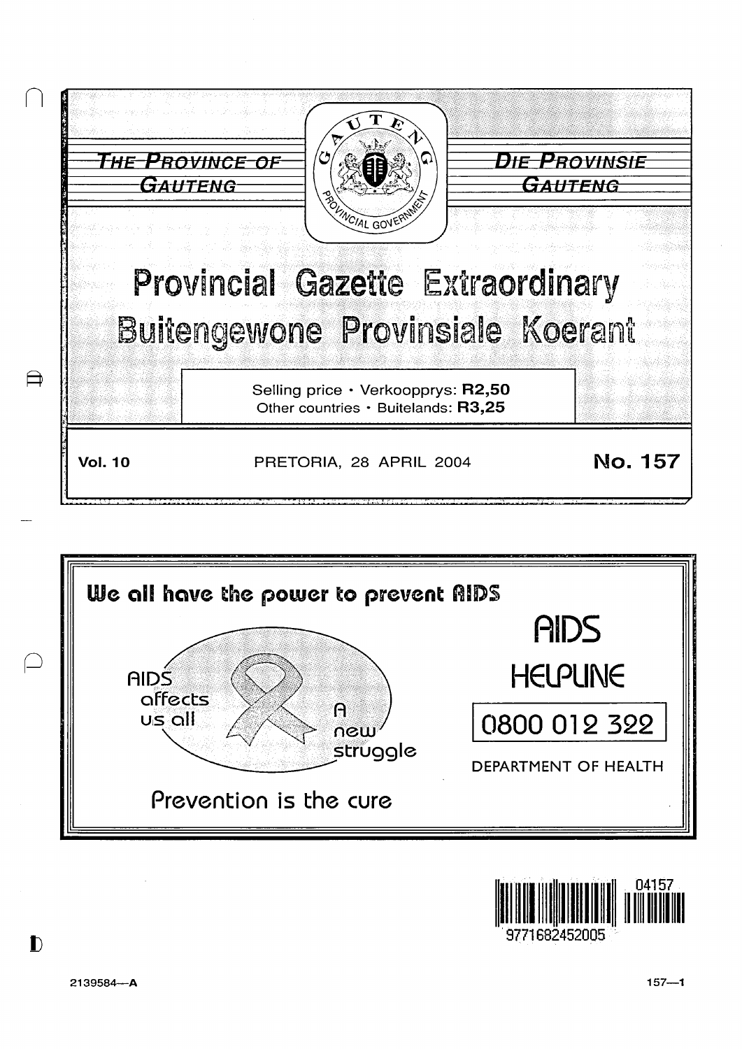THE PROVINCE OF GAUTENG

DIE PROVINSIE GAUTENG

# Provincial Gazette Extraordinary
# Buitengewone Provinsiale Koerant

Selling price • Verkoopprys: **R2,50**
Other countries • Buitelands: **R3,25**

**Vol. 10** PRETORIA, 28 APRIL 2004 **No. 157**

**We all have the power to prevent AIDS**

AIDS affects us all

A new struggle

Prevention is the cure

AIDS HELPLINE

0800 012 322

DEPARTMENT OF HEALTH

04157

9771682452005

2139584—A

157—1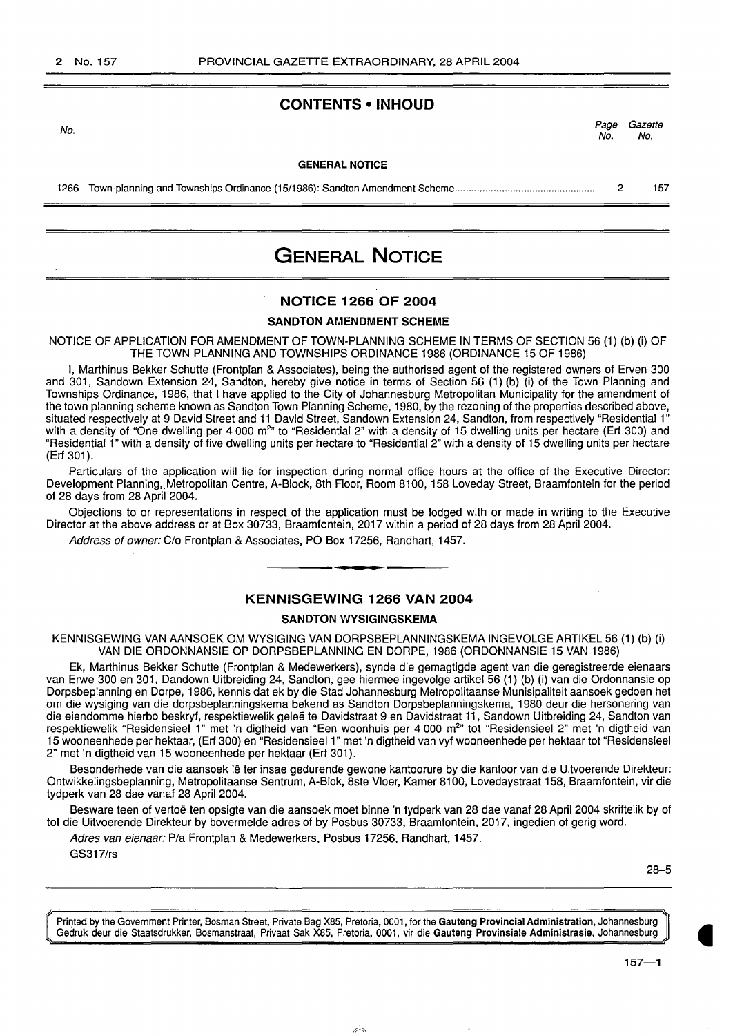## CONTENTS • INHOUD

| No. | | Page No. | Gazette No. |
|---|---|---|---|
| | **GENERAL NOTICE** | | |
| 1266 | Town-planning and Townships Ordinance (15/1986): Sandton Amendment Scheme | 2 | 157 |

# GENERAL NOTICE

## NOTICE 1266 OF 2004

### SANDTON AMENDMENT SCHEME

NOTICE OF APPLICATION FOR AMENDMENT OF TOWN-PLANNING SCHEME IN TERMS OF SECTION 56 (1) (b) (i) OF THE TOWN PLANNING AND TOWNSHIPS ORDINANCE 1986 (ORDINANCE 15 OF 1986)

I, Marthinus Bekker Schutte (Frontplan & Associates), being the authorised agent of the registered owners of Erven 300 and 301, Sandown Extension 24, Sandton, hereby give notice in terms of Section 56 (1) (b) (i) of the Town Planning and Townships Ordinance, 1986, that I have applied to the City of Johannesburg Metropolitan Municipality for the amendment of the town planning scheme known as Sandton Town Planning Scheme, 1980, by the rezoning of the properties described above, situated respectively at 9 David Street and 11 David Street, Sandown Extension 24, Sandton, from respectively "Residential 1" with a density of "One dwelling per 4 000 m$^2$" to "Residential 2" with a density of 15 dwelling units per hectare (Erf 300) and "Residential 1" with a density of five dwelling units per hectare to "Residential 2" with a density of 15 dwelling units per hectare (Erf 301).

Particulars of the application will lie for inspection during normal office hours at the office of the Executive Director: Development Planning, Metropolitan Centre, A-Block, 8th Floor, Room 8100, 158 Loveday Street, Braamfontein for the period of 28 days from 28 April 2004.

Objections to or representations in respect of the application must be lodged with or made in writing to the Executive Director at the above address or at Box 30733, Braamfontein, 2017 within a period of 28 days from 28 April 2004.

*Address of owner:* C/o Frontplan & Associates, PO Box 17256, Randhart, 1457.

## KENNISGEWING 1266 VAN 2004

### SANDTON WYSIGINGSKEMA

KENNISGEWING VAN AANSOEK OM WYSIGING VAN DORPSBEPLANNINGSKEMA INGEVOLGE ARTIKEL 56 (1) (b) (i) VAN DIE ORDONNANSIE OP DORPSBEPLANNING EN DORPE, 1986 (ORDONNANSIE 15 VAN 1986)

Ek, Marthinus Bekker Schutte (Frontplan & Medewerkers), synde die gemagtigde agent van die geregistreerde eienaars van Erwe 300 en 301, Dandown Uitbreiding 24, Sandton, gee hiermee ingevolge artikel 56 (1) (b) (i) van die Ordonnansie op Dorpsbeplanning en Dorpe, 1986, kennis dat ek by die Stad Johannesburg Metropolitaanse Munisipaliteit aansoek gedoen het om die wysiging van die dorpsbeplanningskema bekend as Sandton Dorpsbeplanningskema, 1980 deur die hersonering van die eiendomme hierbo beskryf, respektiewelik geleë te Davidstraat 9 en Davidstraat 11, Sandown Uitbreiding 24, Sandton van respektiewelik "Residensieel 1" met 'n digtheid van "Een woonhuis per 4 000 m$^2$" tot "Residensieel 2" met 'n digtheid van 15 wooneenhede per hektaar, (Erf 300) en "Residensieel 1" met 'n digtheid van vyf wooneenhede per hektaar tot "Residensieel 2" met 'n digtheid van 15 wooneenhede per hektaar (Erf 301).

Besonderhede van die aansoek lê ter insae gedurende gewone kantoorure by die kantoor van die Uitvoerende Direkteur: Ontwikkelingsbeplanning, Metropolitaanse Sentrum, A-Blok, 8ste Vloer, Kamer 8100, Lovedaystraat 158, Braamfontein, vir die tydperk van 28 dae vanaf 28 April 2004.

Besware teen of vertoë ten opsigte van die aansoek moet binne 'n tydperk van 28 dae vanaf 28 April 2004 skriftelik by of tot die Uitvoerende Direkteur by bovermelde adres of by Posbus 30733, Braamfontein, 2017, ingedien of gerig word.

*Adres van eienaar:* P/a Frontplan & Medewerkers, Posbus 17256, Randhart, 1457.

GS317/rs

28–5

Printed by the Government Printer, Bosman Street, Private Bag X85, Pretoria, 0001, for the **Gauteng Provincial Administration**, Johannesburg
Gedruk deur die Staatsdrukker, Bosmanstraat, Privaat Sak X85, Pretoria, 0001, vir die **Gauteng Provinsiale Administrasie**, Johannesburg

157—1